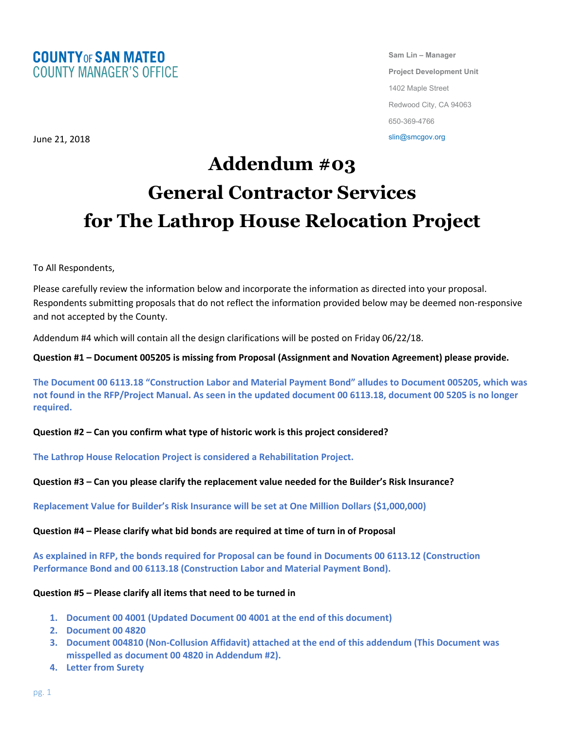**COUNTY OF SAN MATEO**
**COUNTY MANAGER'S OFFICE**

**Sam Lin – Manager**
**Project Development Unit**
1402 Maple Street
Redwood City, CA 94063
650-369-4766
slin@smcgov.org

June 21, 2018

# Addendum #03
# General Contractor Services for The Lathrop House Relocation Project

To All Respondents,

Please carefully review the information below and incorporate the information as directed into your proposal. Respondents submitting proposals that do not reflect the information provided below may be deemed non-responsive and not accepted by the County.

Addendum #4 which will contain all the design clarifications will be posted on Friday 06/22/18.

**Question #1 – Document 005205 is missing from Proposal (Assignment and Novation Agreement) please provide.**

**The Document 00 6113.18 "Construction Labor and Material Payment Bond" alludes to Document 005205, which was not found in the RFP/Project Manual. As seen in the updated document 00 6113.18, document 00 5205 is no longer required.**

**Question #2 – Can you confirm what type of historic work is this project considered?**

**The Lathrop House Relocation Project is considered a Rehabilitation Project.**

**Question #3 – Can you please clarify the replacement value needed for the Builder's Risk Insurance?**

**Replacement Value for Builder's Risk Insurance will be set at One Million Dollars ($1,000,000)**

**Question #4 – Please clarify what bid bonds are required at time of turn in of Proposal**

**As explained in RFP, the bonds required for Proposal can be found in Documents 00 6113.12 (Construction Performance Bond and 00 6113.18 (Construction Labor and Material Payment Bond).**

**Question #5 – Please clarify all items that need to be turned in**

1. **Document 00 4001 (Updated Document 00 4001 at the end of this document)**
2. **Document 00 4820**
3. **Document 004810 (Non-Collusion Affidavit) attached at the end of this addendum (This Document was misspelled as document 00 4820 in Addendum #2).**
4. **Letter from Surety**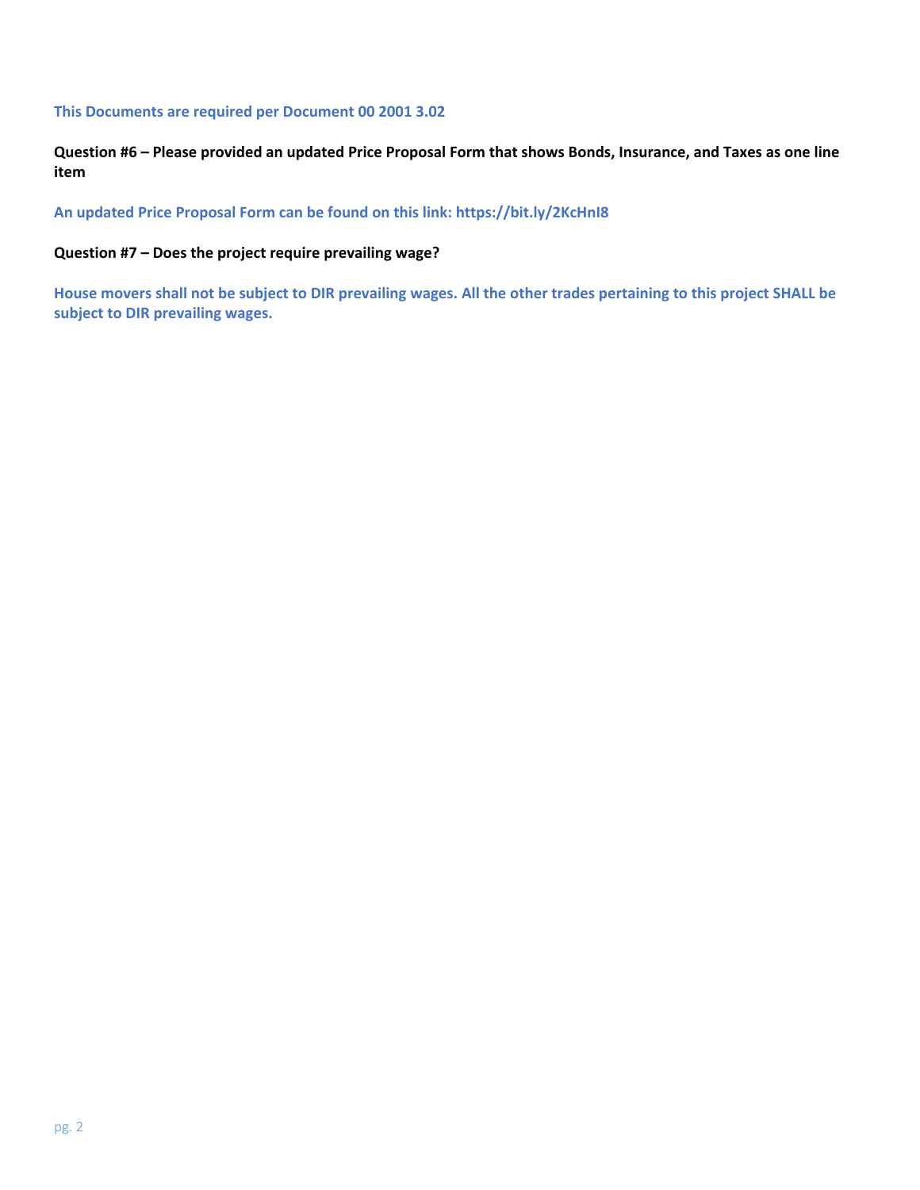**This Documents are required per Document 00 2001 3.02**

**Question #6 – Please provided an updated Price Proposal Form that shows Bonds, Insurance, and Taxes as one line item**

**An updated Price Proposal Form can be found on this link: https://bit.ly/2KcHnI8**

**Question #7 – Does the project require prevailing wage?**

**House movers shall not be subject to DIR prevailing wages. All the other trades pertaining to this project SHALL be subject to DIR prevailing wages.**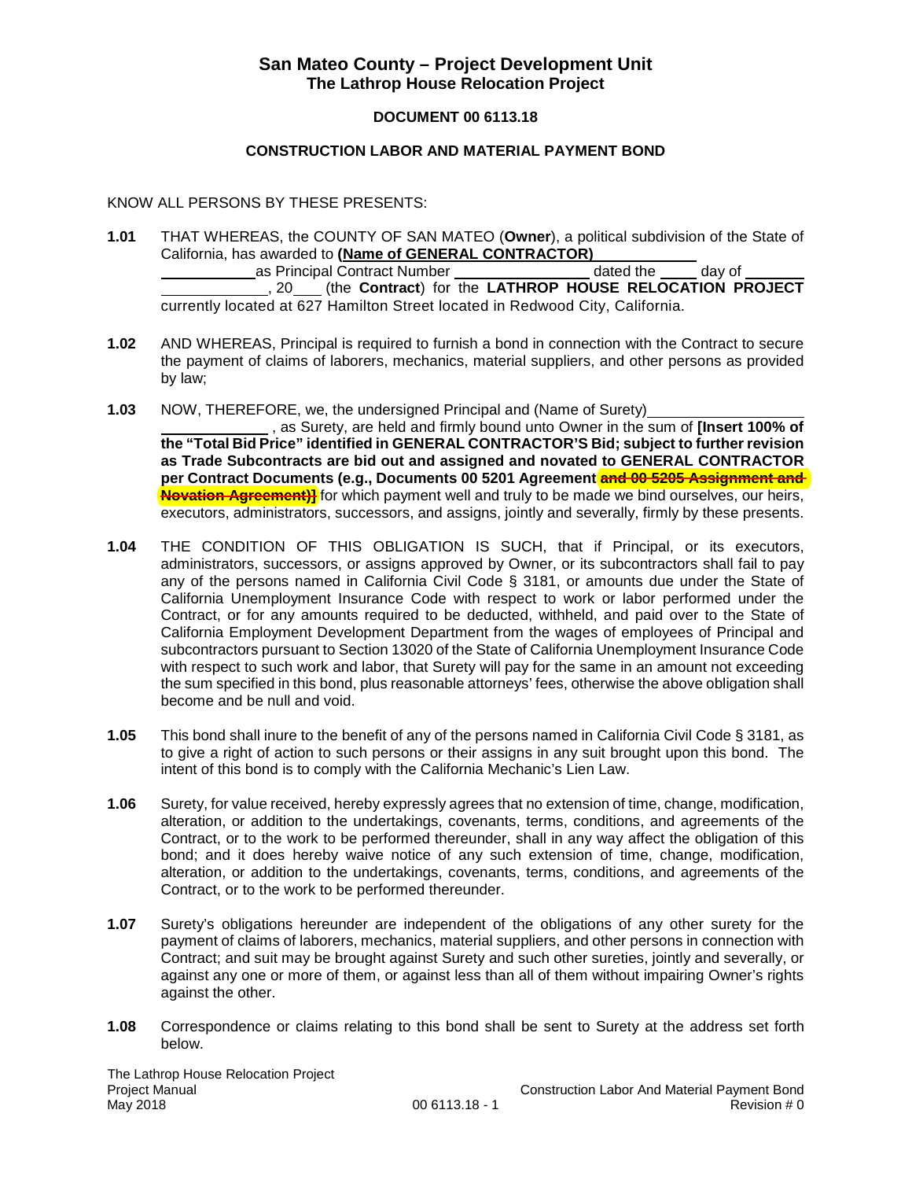# San Mateo County – Project Development Unit
## The Lathrop House Relocation Project

### DOCUMENT 00 6113.18

### CONSTRUCTION LABOR AND MATERIAL PAYMENT BOND

KNOW ALL PERSONS BY THESE PRESENTS:

**1.01** THAT WHEREAS, the COUNTY OF SAN MATEO (**Owner**), a political subdivision of the State of California, has awarded to **(Name of GENERAL CONTRACTOR)** ____________ as Principal Contract Number ____________ dated the ____ day of ____________, 20___ (the **Contract**) for the **LATHROP HOUSE RELOCATION PROJECT** currently located at 627 Hamilton Street located in Redwood City, California.

**1.02** AND WHEREAS, Principal is required to furnish a bond in connection with the Contract to secure the payment of claims of laborers, mechanics, material suppliers, and other persons as provided by law;

**1.03** NOW, THEREFORE, we, the undersigned Principal and (Name of Surety) ____________ ____________, as Surety, are held and firmly bound unto Owner in the sum of **[Insert 100% of the "Total Bid Price" identified in GENERAL CONTRACTOR'S Bid; subject to further revision as Trade Subcontracts are bid out and assigned and novated to GENERAL CONTRACTOR per Contract Documents (e.g., Documents 00 5201 Agreement ~~and 00 5205 Assignment and Novation Agreement)]~~** for which payment well and truly to be made we bind ourselves, our heirs, executors, administrators, successors, and assigns, jointly and severally, firmly by these presents.

**1.04** THE CONDITION OF THIS OBLIGATION IS SUCH, that if Principal, or its executors, administrators, successors, or assigns approved by Owner, or its subcontractors shall fail to pay any of the persons named in California Civil Code § 3181, or amounts due under the State of California Unemployment Insurance Code with respect to work or labor performed under the Contract, or for any amounts required to be deducted, withheld, and paid over to the State of California Employment Development Department from the wages of employees of Principal and subcontractors pursuant to Section 13020 of the State of California Unemployment Insurance Code with respect to such work and labor, that Surety will pay for the same in an amount not exceeding the sum specified in this bond, plus reasonable attorneys' fees, otherwise the above obligation shall become and be null and void.

**1.05** This bond shall inure to the benefit of any of the persons named in California Civil Code § 3181, as to give a right of action to such persons or their assigns in any suit brought upon this bond. The intent of this bond is to comply with the California Mechanic's Lien Law.

**1.06** Surety, for value received, hereby expressly agrees that no extension of time, change, modification, alteration, or addition to the undertakings, covenants, terms, conditions, and agreements of the Contract, or to the work to be performed thereunder, shall in any way affect the obligation of this bond; and it does hereby waive notice of any such extension of time, change, modification, alteration, or addition to the undertakings, covenants, terms, conditions, and agreements of the Contract, or to the work to be performed thereunder.

**1.07** Surety's obligations hereunder are independent of the obligations of any other surety for the payment of claims of laborers, mechanics, material suppliers, and other persons in connection with Contract; and suit may be brought against Surety and such other sureties, jointly and severally, or against any one or more of them, or against less than all of them without impairing Owner's rights against the other.

**1.08** Correspondence or claims relating to this bond shall be sent to Surety at the address set forth below.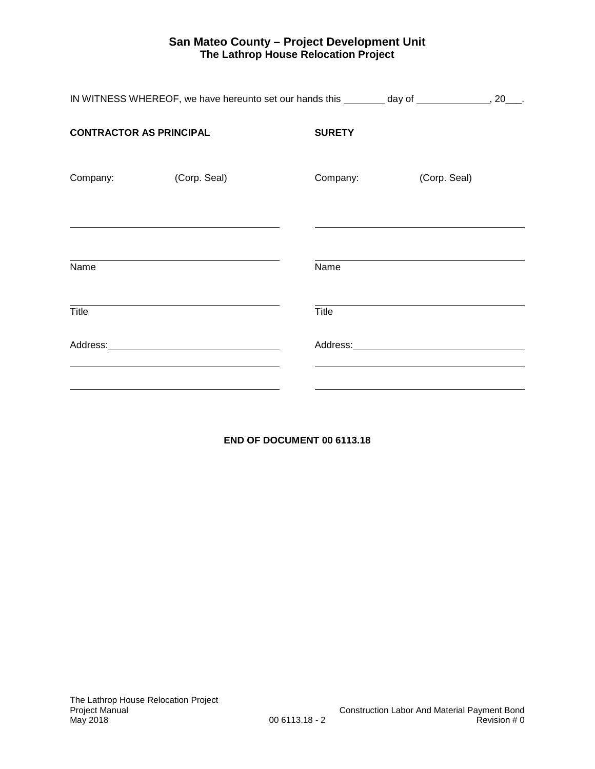IN WITNESS WHEREOF, we have hereunto set our hands this ________ day of ______________, 20___.

| **CONTRACTOR AS PRINCIPAL** | **SURETY** |
| --- | --- |
| Company: (Corp. Seal) | Company: (Corp. Seal) |
| ______________________________ | ______________________________ |
| ______________________________ | ______________________________ |
| Name | Name |
| ______________________________ | ______________________________ |
| Title | Title |
| Address: ______________________ | Address: ______________________ |
| ______________________________ | ______________________________ |
| ______________________________ | ______________________________ |

**END OF DOCUMENT 00 6113.18**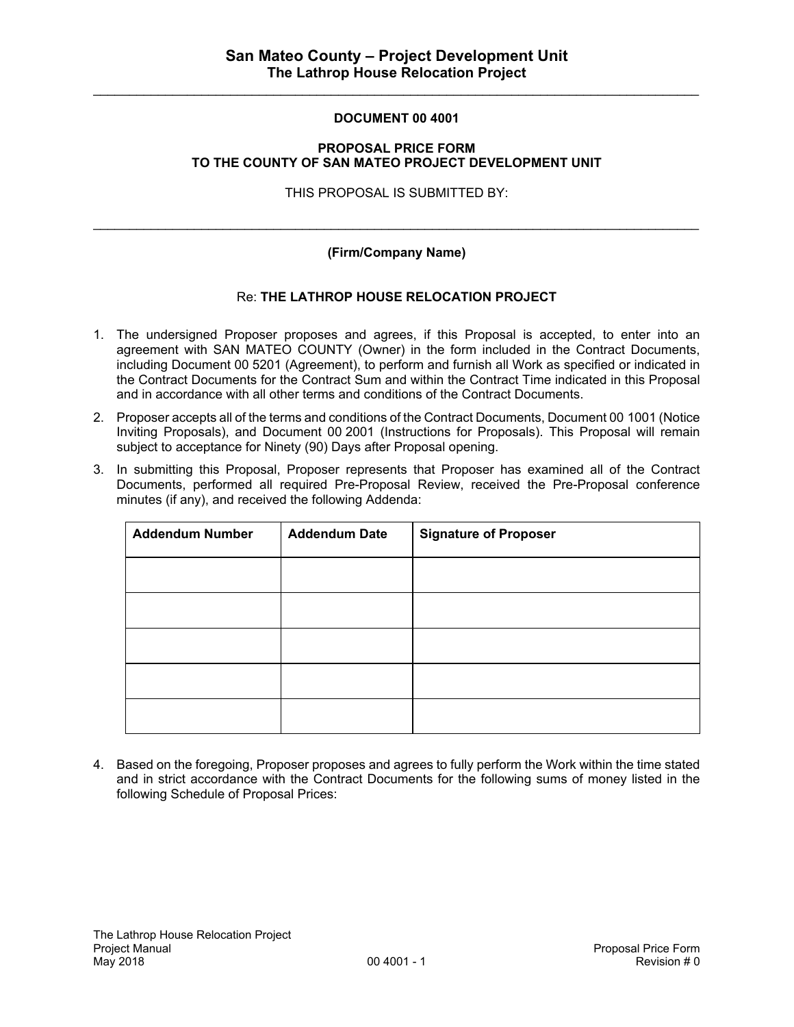**DOCUMENT 00 4001**

**PROPOSAL PRICE FORM**
**TO THE COUNTY OF SAN MATEO PROJECT DEVELOPMENT UNIT**

THIS PROPOSAL IS SUBMITTED BY:

\_\_\_\_\_\_\_\_\_\_\_\_\_\_\_\_\_\_\_\_\_\_\_\_\_\_\_\_\_\_\_\_\_\_\_\_\_\_\_\_\_\_\_\_\_\_\_\_\_\_\_\_\_\_\_\_\_\_\_\_

**(Firm/Company Name)**

Re: **THE LATHROP HOUSE RELOCATION PROJECT**

1. The undersigned Proposer proposes and agrees, if this Proposal is accepted, to enter into an agreement with SAN MATEO COUNTY (Owner) in the form included in the Contract Documents, including Document 00 5201 (Agreement), to perform and furnish all Work as specified or indicated in the Contract Documents for the Contract Sum and within the Contract Time indicated in this Proposal and in accordance with all other terms and conditions of the Contract Documents.

2. Proposer accepts all of the terms and conditions of the Contract Documents, Document 00 1001 (Notice Inviting Proposals), and Document 00 2001 (Instructions for Proposals). This Proposal will remain subject to acceptance for Ninety (90) Days after Proposal opening.

3. In submitting this Proposal, Proposer represents that Proposer has examined all of the Contract Documents, performed all required Pre-Proposal Review, received the Pre-Proposal conference minutes (if any), and received the following Addenda:

| Addendum Number | Addendum Date | Signature of Proposer |
| --- | --- | --- |
| | | |
| | | |
| | | |
| | | |
| | | |

4. Based on the foregoing, Proposer proposes and agrees to fully perform the Work within the time stated and in strict accordance with the Contract Documents for the following sums of money listed in the following Schedule of Proposal Prices: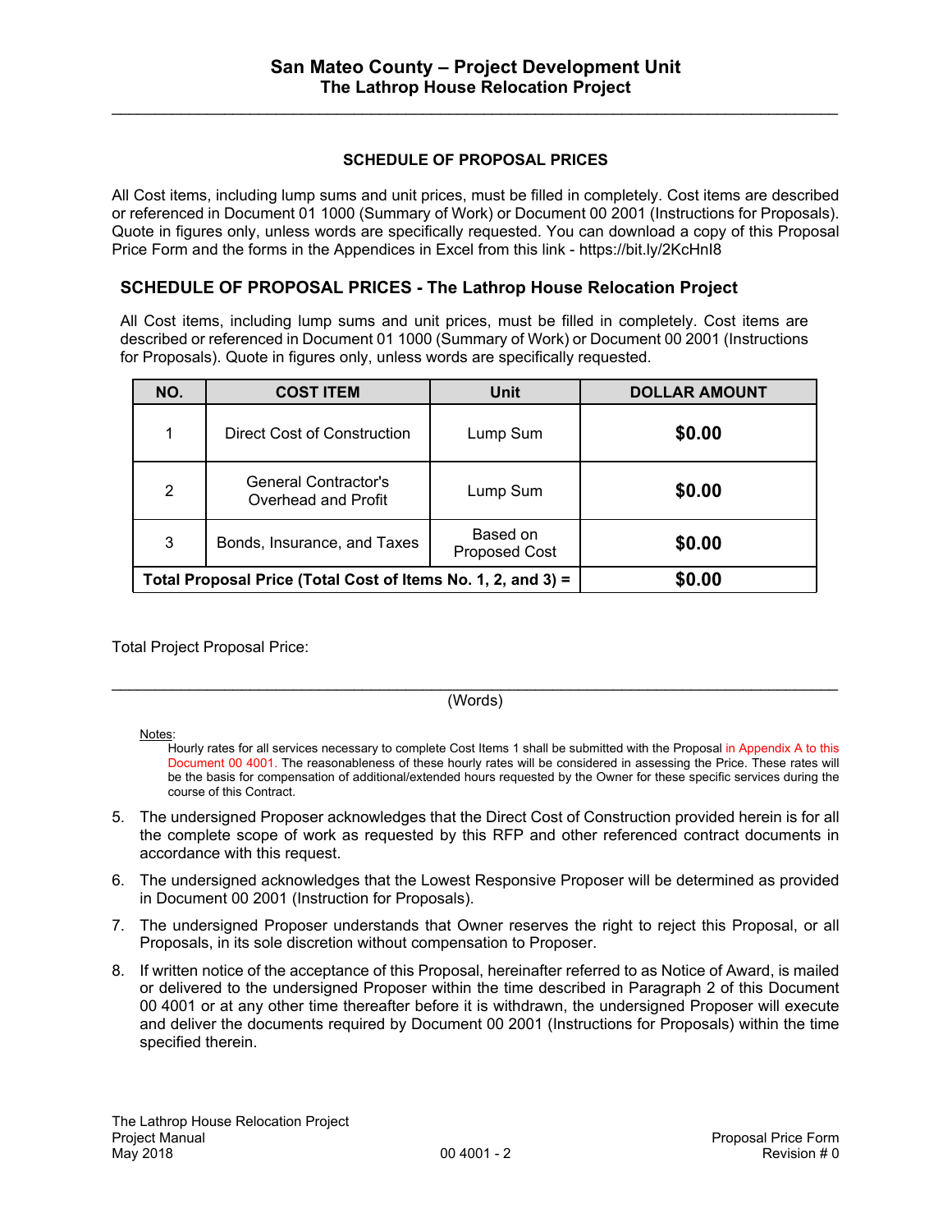### SCHEDULE OF PROPOSAL PRICES

All Cost items, including lump sums and unit prices, must be filled in completely. Cost items are described or referenced in Document 01 1000 (Summary of Work) or Document 00 2001 (Instructions for Proposals). Quote in figures only, unless words are specifically requested. You can download a copy of this Proposal Price Form and the forms in the Appendices in Excel from this link - https://bit.ly/2KcHnI8

## SCHEDULE OF PROPOSAL PRICES - The Lathrop House Relocation Project

All Cost items, including lump sums and unit prices, must be filled in completely. Cost items are described or referenced in Document 01 1000 (Summary of Work) or Document 00 2001 (Instructions for Proposals). Quote in figures only, unless words are specifically requested.

| NO. | COST ITEM | Unit | DOLLAR AMOUNT |
|---|---|---|---|
| 1 | Direct Cost of Construction | Lump Sum | **$0.00** |
| 2 | General Contractor's Overhead and Profit | Lump Sum | **$0.00** |
| 3 | Bonds, Insurance, and Taxes | Based on Proposed Cost | **$0.00** |
| **Total Proposal Price (Total Cost of Items No. 1, 2, and 3) =** | | | **$0.00** |

Total Project Proposal Price:

\_\_\_\_\_\_\_\_\_\_\_\_\_\_\_\_\_\_\_\_\_\_\_\_\_\_\_\_\_\_\_\_\_\_\_\_\_\_\_\_\_\_\_\_\_\_\_\_\_\_\_\_\_\_\_\_\_\_\_\_
(Words)

Notes:

Hourly rates for all services necessary to complete Cost Items 1 shall be submitted with the Proposal in Appendix A to this Document 00 4001. The reasonableness of these hourly rates will be considered in assessing the Price. These rates will be the basis for compensation of additional/extended hours requested by the Owner for these specific services during the course of this Contract.

5. The undersigned Proposer acknowledges that the Direct Cost of Construction provided herein is for all the complete scope of work as requested by this RFP and other referenced contract documents in accordance with this request.
6. The undersigned acknowledges that the Lowest Responsive Proposer will be determined as provided in Document 00 2001 (Instruction for Proposals).
7. The undersigned Proposer understands that Owner reserves the right to reject this Proposal, or all Proposals, in its sole discretion without compensation to Proposer.
8. If written notice of the acceptance of this Proposal, hereinafter referred to as Notice of Award, is mailed or delivered to the undersigned Proposer within the time described in Paragraph 2 of this Document 00 4001 or at any other time thereafter before it is withdrawn, the undersigned Proposer will execute and deliver the documents required by Document 00 2001 (Instructions for Proposals) within the time specified therein.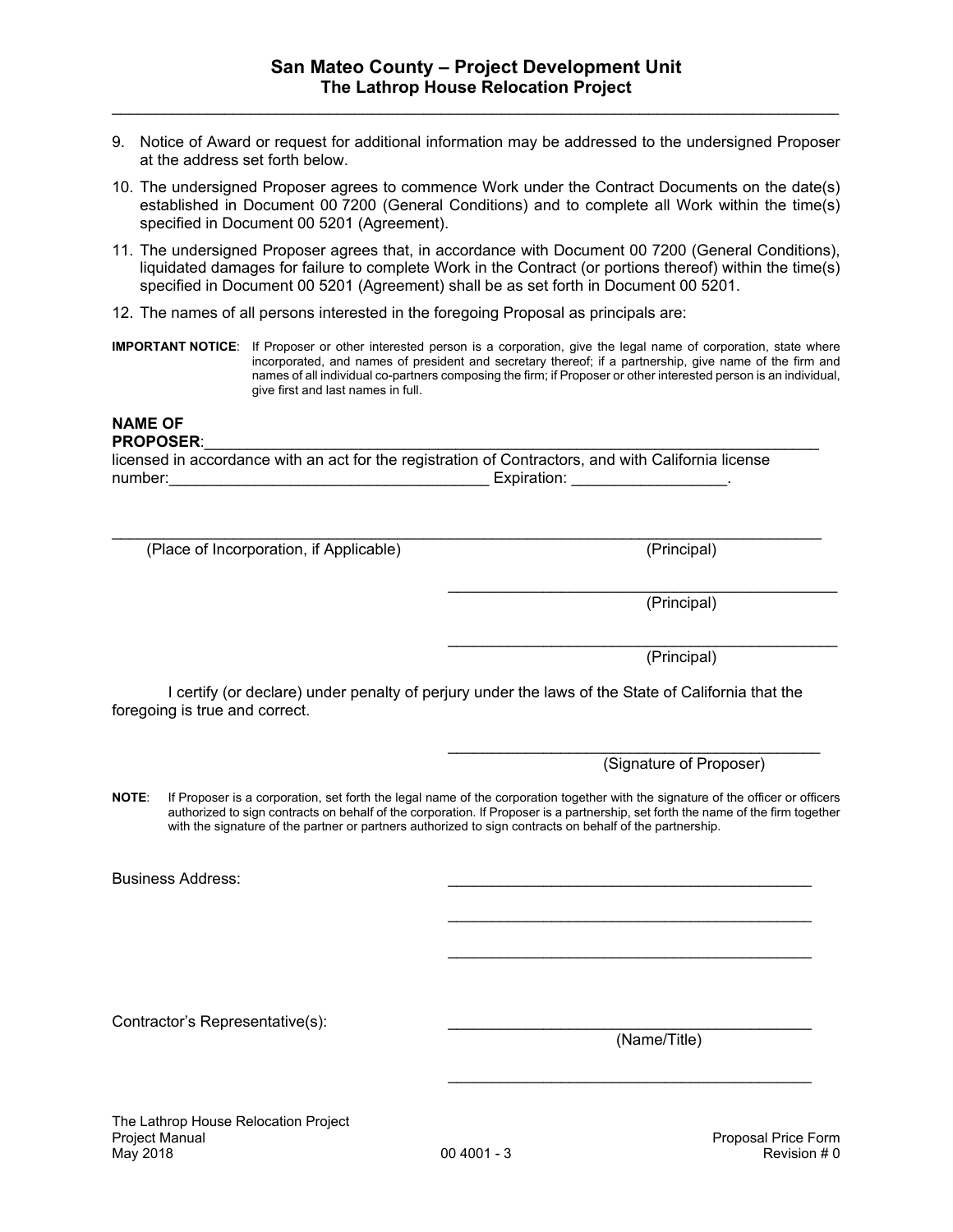9. Notice of Award or request for additional information may be addressed to the undersigned Proposer at the address set forth below.

10. The undersigned Proposer agrees to commence Work under the Contract Documents on the date(s) established in Document 00 7200 (General Conditions) and to complete all Work within the time(s) specified in Document 00 5201 (Agreement).

11. The undersigned Proposer agrees that, in accordance with Document 00 7200 (General Conditions), liquidated damages for failure to complete Work in the Contract (or portions thereof) within the time(s) specified in Document 00 5201 (Agreement) shall be as set forth in Document 00 5201.

12. The names of all persons interested in the foregoing Proposal as principals are:

**IMPORTANT NOTICE**: If Proposer or other interested person is a corporation, give the legal name of corporation, state where incorporated, and names of president and secretary thereof; if a partnership, give name of the firm and names of all individual co-partners composing the firm; if Proposer or other interested person is an individual, give first and last names in full.

**NAME OF PROPOSER**:______________________________________________________________
licensed in accordance with an act for the registration of Contractors, and with California license number:_____________________________________ Expiration: _________________.

______________________________________________________________________________
(Place of Incorporation, if Applicable) (Principal)

_____________________________________________
(Principal)

_____________________________________________
(Principal)

I certify (or declare) under penalty of perjury under the laws of the State of California that the foregoing is true and correct.

_____________________________________________
(Signature of Proposer)

**NOTE**: If Proposer is a corporation, set forth the legal name of the corporation together with the signature of the officer or officers authorized to sign contracts on behalf of the corporation. If Proposer is a partnership, set forth the name of the firm together with the signature of the partner or partners authorized to sign contracts on behalf of the partnership.

Business Address: _____________________________________________

_____________________________________________

_____________________________________________

Contractor's Representative(s): _____________________________________________
(Name/Title)

_____________________________________________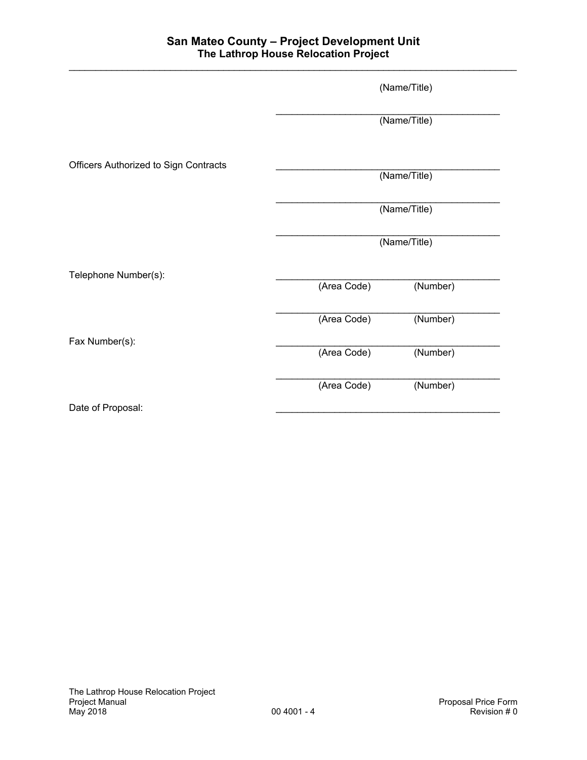(Name/Title)

\_\_\_\_\_\_\_\_\_\_\_\_\_\_\_\_\_\_\_\_\_\_\_\_\_\_\_\_\_\_\_\_\_\_\_\_\_\_\_\_
(Name/Title)

Officers Authorized to Sign Contracts \_\_\_\_\_\_\_\_\_\_\_\_\_\_\_\_\_\_\_\_\_\_\_\_\_\_\_\_\_\_\_\_\_\_\_\_\_\_\_\_
(Name/Title)

\_\_\_\_\_\_\_\_\_\_\_\_\_\_\_\_\_\_\_\_\_\_\_\_\_\_\_\_\_\_\_\_\_\_\_\_\_\_\_\_
(Name/Title)

\_\_\_\_\_\_\_\_\_\_\_\_\_\_\_\_\_\_\_\_\_\_\_\_\_\_\_\_\_\_\_\_\_\_\_\_\_\_\_\_
(Name/Title)

Telephone Number(s): \_\_\_\_\_\_\_\_\_\_\_\_\_\_\_\_\_\_\_\_\_\_\_\_\_\_\_\_\_\_\_\_\_\_\_\_\_\_\_\_
(Area Code) (Number)

\_\_\_\_\_\_\_\_\_\_\_\_\_\_\_\_\_\_\_\_\_\_\_\_\_\_\_\_\_\_\_\_\_\_\_\_\_\_\_\_
(Area Code) (Number)

Fax Number(s): \_\_\_\_\_\_\_\_\_\_\_\_\_\_\_\_\_\_\_\_\_\_\_\_\_\_\_\_\_\_\_\_\_\_\_\_\_\_\_\_
(Area Code) (Number)

\_\_\_\_\_\_\_\_\_\_\_\_\_\_\_\_\_\_\_\_\_\_\_\_\_\_\_\_\_\_\_\_\_\_\_\_\_\_\_\_
(Area Code) (Number)

Date of Proposal: \_\_\_\_\_\_\_\_\_\_\_\_\_\_\_\_\_\_\_\_\_\_\_\_\_\_\_\_\_\_\_\_\_\_\_\_\_\_\_\_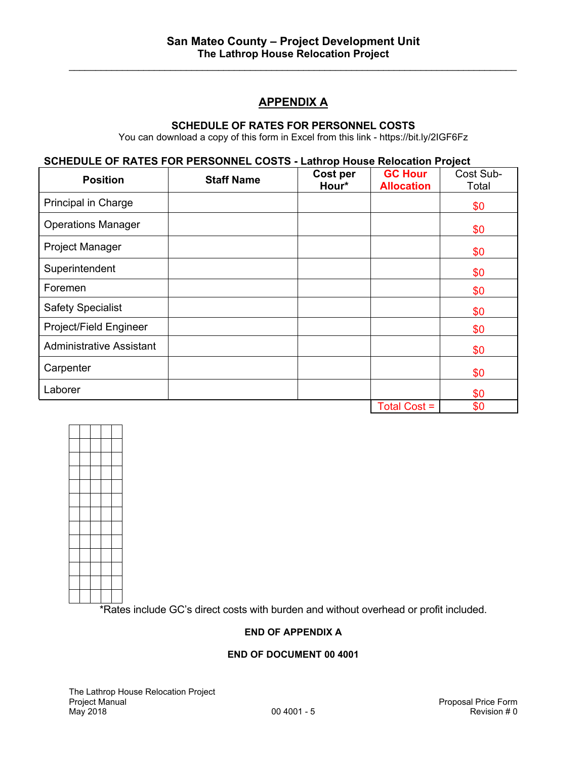## APPENDIX A

### SCHEDULE OF RATES FOR PERSONNEL COSTS

You can download a copy of this form in Excel from this link - https://bit.ly/2IGF6Fz

**SCHEDULE OF RATES FOR PERSONNEL COSTS - Lathrop House Relocation Project**

| Position | Staff Name | Cost per Hour* | GC Hour Allocation | Cost Sub-Total |
|---|---|---|---|---|
| Principal in Charge | | | | $0 |
| Operations Manager | | | | $0 |
| Project Manager | | | | $0 |
| Superintendent | | | | $0 |
| Foremen | | | | $0 |
| Safety Specialist | | | | $0 |
| Project/Field Engineer | | | | $0 |
| Administrative Assistant | | | | $0 |
| Carpenter | | | | $0 |
| Laborer | | | | $0 |
| | | | Total Cost = | $0 |

*Rates include GC's direct costs with burden and without overhead or profit included.

**END OF APPENDIX A**

**END OF DOCUMENT 00 4001**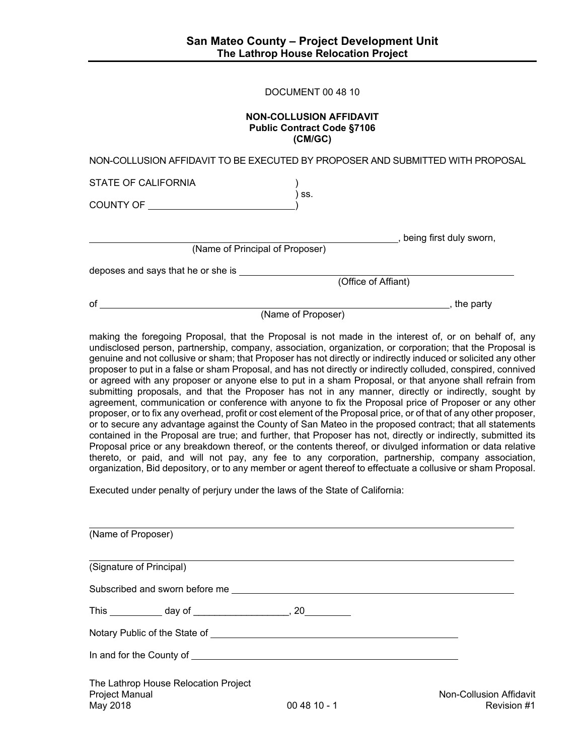DOCUMENT 00 48 10

**NON-COLLUSION AFFIDAVIT**
**Public Contract Code §7106**
**(CM/GC)**

NON-COLLUSION AFFIDAVIT TO BE EXECUTED BY PROPOSER AND SUBMITTED WITH PROPOSAL

STATE OF CALIFORNIA )
) ss.
COUNTY OF ______________________ )

______________________________________________, being first duly sworn,
(Name of Principal of Proposer)

deposes and says that he or she is ______________________________________________
(Office of Affiant)

of ______________________________________________, the party
(Name of Proposer)

making the foregoing Proposal, that the Proposal is not made in the interest of, or on behalf of, any undisclosed person, partnership, company, association, organization, or corporation; that the Proposal is genuine and not collusive or sham; that Proposer has not directly or indirectly induced or solicited any other proposer to put in a false or sham Proposal, and has not directly or indirectly colluded, conspired, connived or agreed with any proposer or anyone else to put in a sham Proposal, or that anyone shall refrain from submitting proposals, and that the Proposer has not in any manner, directly or indirectly, sought by agreement, communication or conference with anyone to fix the Proposal price of Proposer or any other proposer, or to fix any overhead, profit or cost element of the Proposal price, or of that of any other proposer, or to secure any advantage against the County of San Mateo in the proposed contract; that all statements contained in the Proposal are true; and further, that Proposer has not, directly or indirectly, submitted its Proposal price or any breakdown thereof, or the contents thereof, or divulged information or data relative thereto, or paid, and will not pay, any fee to any corporation, partnership, company association, organization, Bid depository, or to any member or agent thereof to effectuate a collusive or sham Proposal.

Executed under penalty of perjury under the laws of the State of California:

______________________________________________
(Name of Proposer)

______________________________________________
(Signature of Principal)

Subscribed and sworn before me ______________________________________________

This __________ day of __________________, 20_________

Notary Public of the State of ______________________________________________

In and for the County of ______________________________________________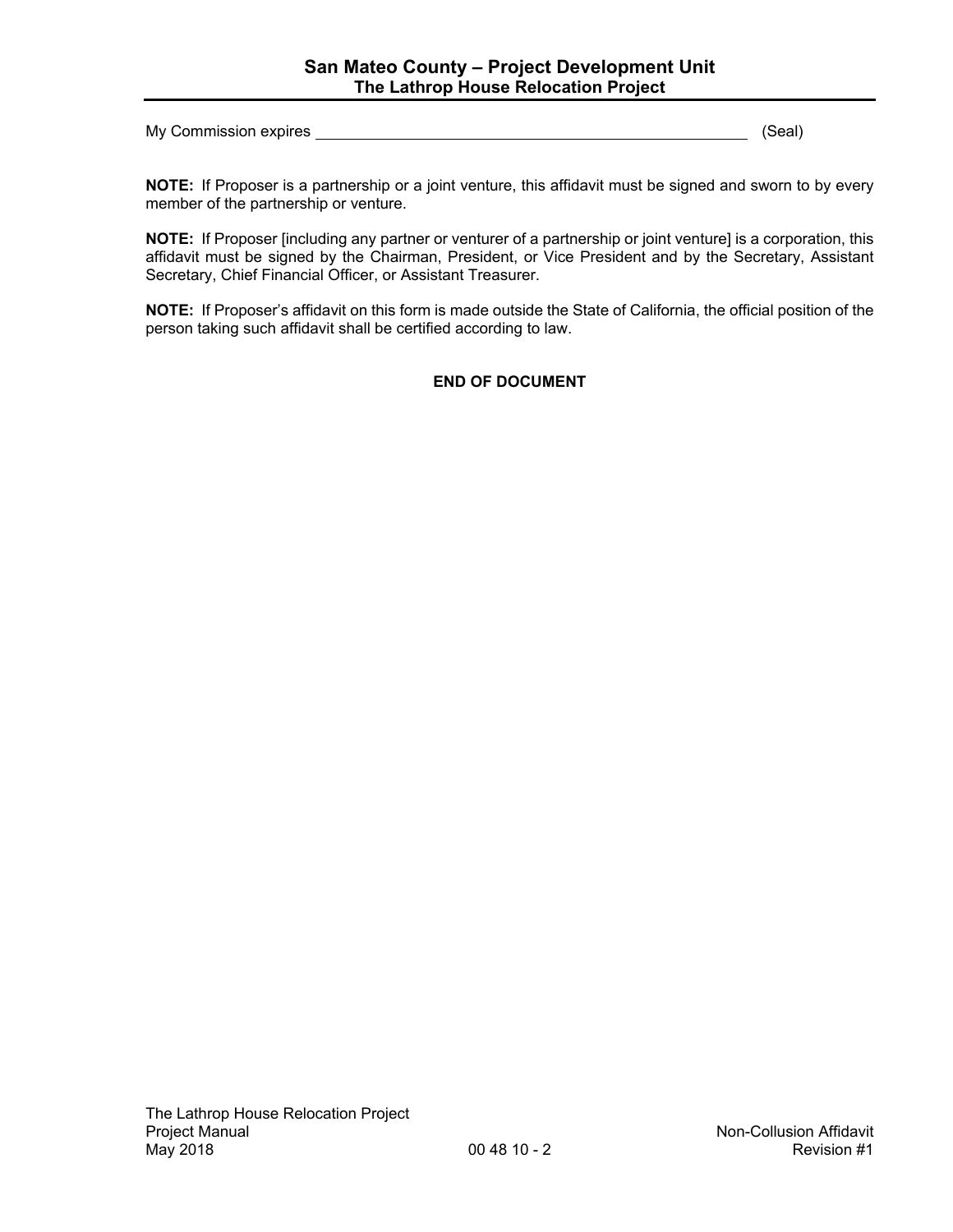My Commission expires _______________________________________________ (Seal)

**NOTE:** If Proposer is a partnership or a joint venture, this affidavit must be signed and sworn to by every member of the partnership or venture.

**NOTE:** If Proposer [including any partner or venturer of a partnership or joint venture] is a corporation, this affidavit must be signed by the Chairman, President, or Vice President and by the Secretary, Assistant Secretary, Chief Financial Officer, or Assistant Treasurer.

**NOTE:** If Proposer's affidavit on this form is made outside the State of California, the official position of the person taking such affidavit shall be certified according to law.

**END OF DOCUMENT**